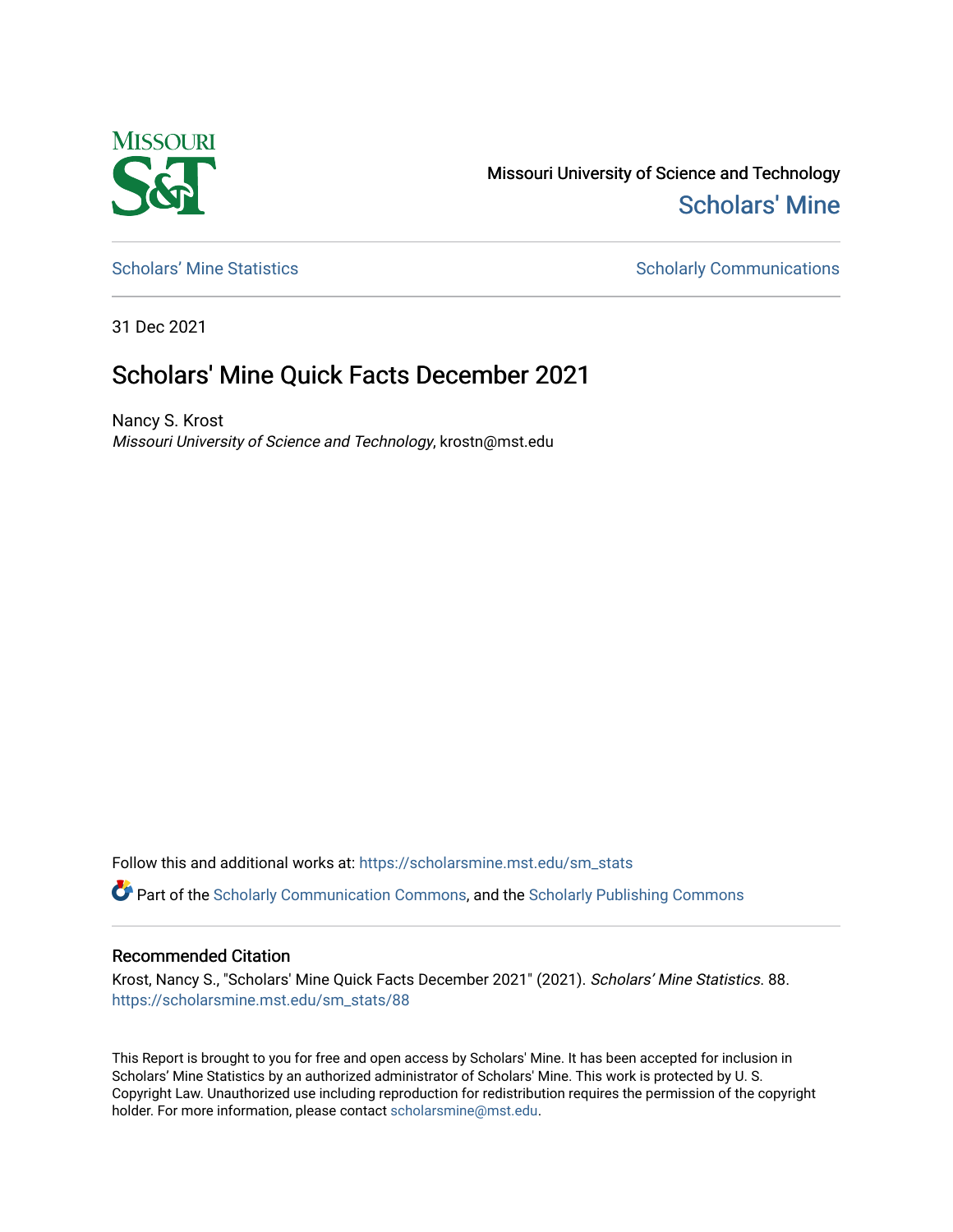Missouri University of Science and Technology

Scholars' Mine

Scholars' Mine Statistics

Scholarly Communications

31 Dec 2021

# Scholars' Mine Quick Facts December 2021

Nancy S. Krost

*Missouri University of Science and Technology*, krostn@mst.edu

Follow this and additional works at: https://scholarsmine.mst.edu/sm_stats

Part of the Scholarly Communication Commons, and the Scholarly Publishing Commons

## Recommended Citation

Krost, Nancy S., "Scholars' Mine Quick Facts December 2021" (2021). *Scholars' Mine Statistics*. 88.
https://scholarsmine.mst.edu/sm_stats/88

This Report is brought to you for free and open access by Scholars' Mine. It has been accepted for inclusion in Scholars' Mine Statistics by an authorized administrator of Scholars' Mine. This work is protected by U. S. Copyright Law. Unauthorized use including reproduction for redistribution requires the permission of the copyright holder. For more information, please contact scholarsmine@mst.edu.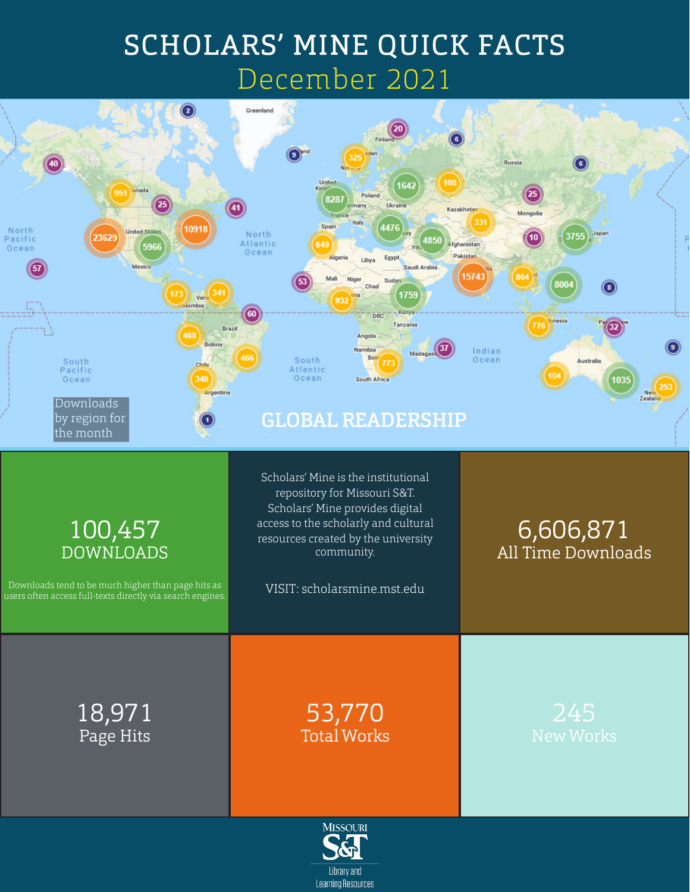# SCHOLARS' MINE QUICK FACTS

## December 2021

Downloads by region for the month

GLOBAL READERSHIP

100,457
DOWNLOADS

Downloads tend to be much higher than page hits as users often access full-texts directly via search engines.

Scholars' Mine is the institutional repository for Missouri S&T. Scholars' Mine provides digital access to the scholarly and cultural resources created by the university community.

VISIT: scholarsmine.mst.edu

6,606,871
All Time Downloads

18,971
Page Hits

53,770
Total Works

245
New Works

Missouri S&T Library and Learning Resources